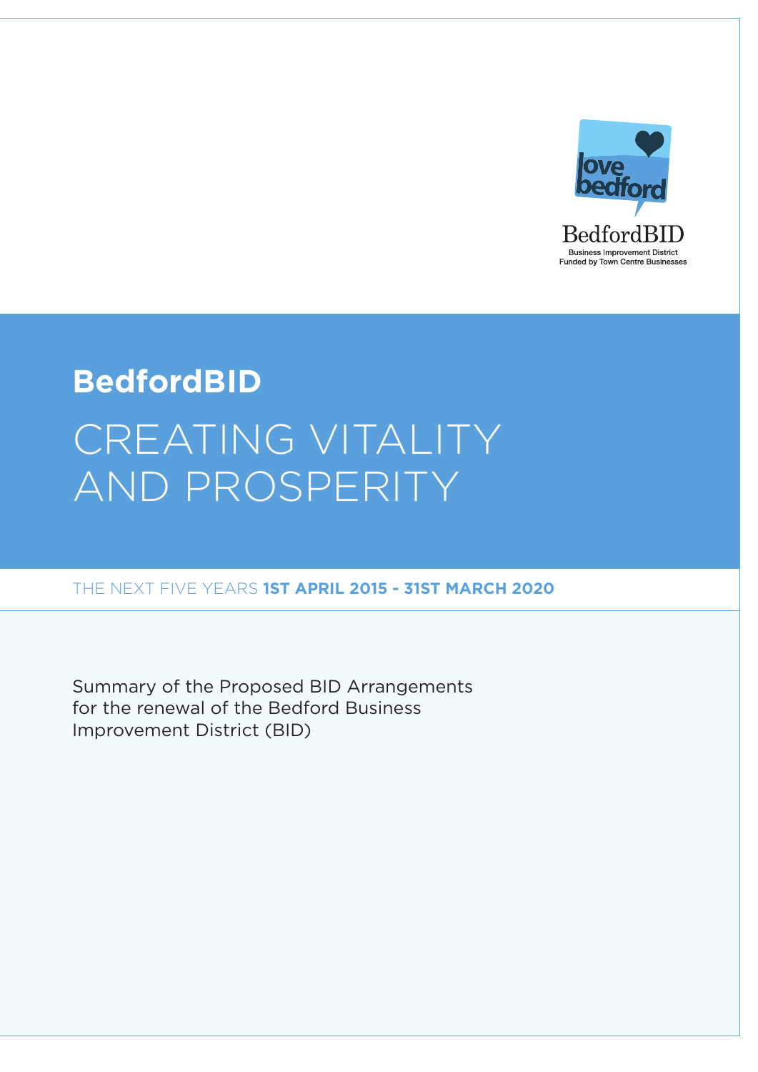love bedford

BedfordBID

Business Improvement District
Funded by Town Centre Businesses

# BedfordBID

# CREATING VITALITY AND PROSPERITY

THE NEXT FIVE YEARS **1ST APRIL 2015 - 31ST MARCH 2020**

Summary of the Proposed BID Arrangements for the renewal of the Bedford Business Improvement District (BID)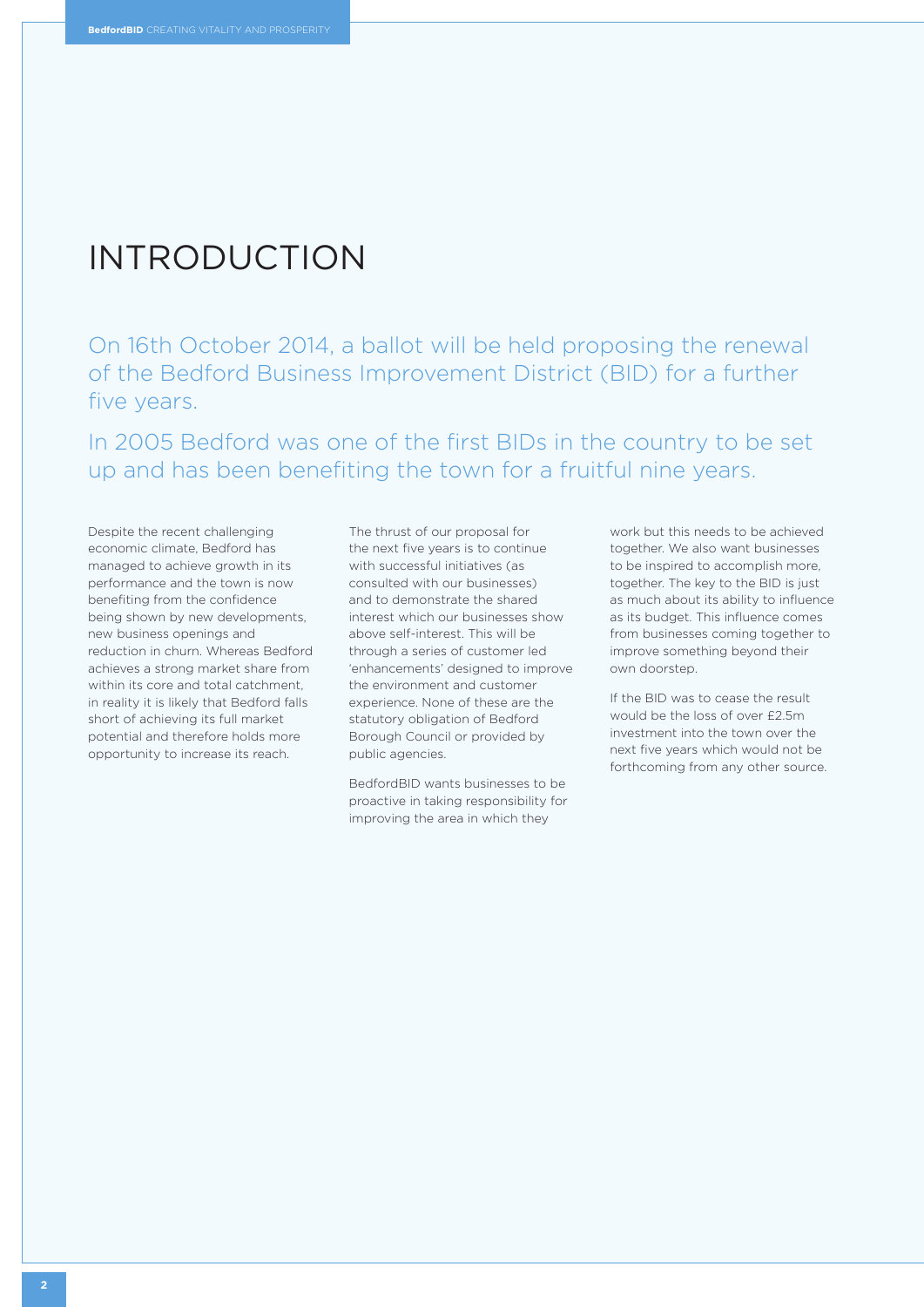# INTRODUCTION

On 16th October 2014, a ballot will be held proposing the renewal of the Bedford Business Improvement District (BID) for a further five years.

In 2005 Bedford was one of the first BIDs in the country to be set up and has been benefiting the town for a fruitful nine years.

Despite the recent challenging economic climate, Bedford has managed to achieve growth in its performance and the town is now benefiting from the confidence being shown by new developments, new business openings and reduction in churn. Whereas Bedford achieves a strong market share from within its core and total catchment, in reality it is likely that Bedford falls short of achieving its full market potential and therefore holds more opportunity to increase its reach.

The thrust of our proposal for the next five years is to continue with successful initiatives (as consulted with our businesses) and to demonstrate the shared interest which our businesses show above self-interest. This will be through a series of customer led 'enhancements' designed to improve the environment and customer experience. None of these are the statutory obligation of Bedford Borough Council or provided by public agencies.

BedfordBID wants businesses to be proactive in taking responsibility for improving the area in which they work but this needs to be achieved together. We also want businesses to be inspired to accomplish more, together. The key to the BID is just as much about its ability to influence as its budget. This influence comes from businesses coming together to improve something beyond their own doorstep.

If the BID was to cease the result would be the loss of over £2.5m investment into the town over the next five years which would not be forthcoming from any other source.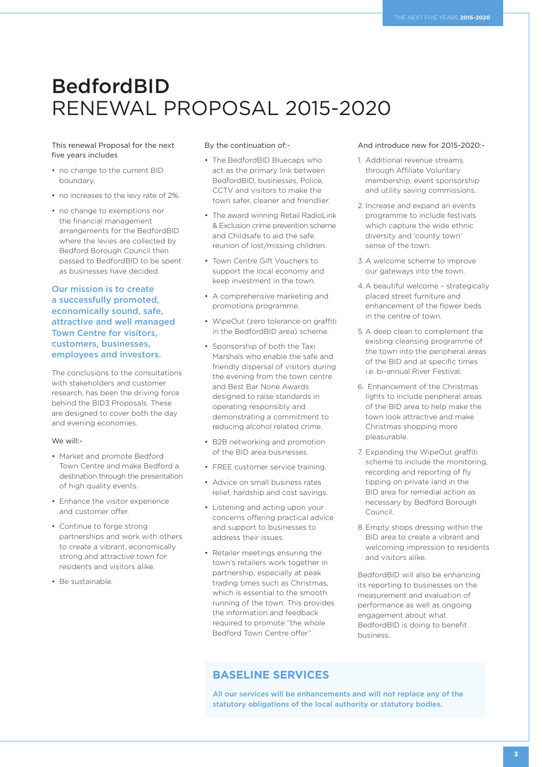# BedfordBID
# RENEWAL PROPOSAL 2015-2020

This renewal Proposal for the next five years includes

- no change to the current BID boundary,
- no increases to the levy rate of 2%.
- no change to exemptions nor the financial management arrangements for the BedfordBID where the levies are collected by Bedford Borough Council then passed to BedfordBID to be spent as businesses have decided.

**Our mission is to create a successfully promoted, economically sound, safe, attractive and well managed Town Centre for visitors, customers, businesses, employees and investors.**

The conclusions to the consultations with stakeholders and customer research, has been the driving force behind the BID3 Proposals. These are designed to cover both the day and evening economies.

We will:-

- Market and promote Bedford Town Centre and make Bedford a destination through the presentation of high quality events.
- Enhance the visitor experience and customer offer.
- Continue to forge strong partnerships and work with others to create a vibrant, economically strong and attractive town for residents and visitors alike.
- Be sustainable.

By the continuation of:-

- The BedfordBID Bluecaps who act as the primary link between BedfordBID, businesses, Police, CCTV and visitors to make the town safer, cleaner and friendlier.
- The award winning Retail RadioLink & Exclusion crime prevention scheme and Childsafe to aid the safe reunion of lost/missing children.
- Town Centre Gift Vouchers to support the local economy and keep investment in the town.
- A comprehensive marketing and promotions programme.
- WipeOut (zero tolerance on graffiti in the BedfordBID area) scheme.
- Sponsorship of both the Taxi Marshals who enable the safe and friendly dispersal of visitors during the evening from the town centre and Best Bar None Awards designed to raise standards in operating responsibly and demonstrating a commitment to reducing alcohol related crime.
- B2B networking and promotion of the BID area businesses.
- FREE customer service training.
- Advice on small business rates relief, hardship and cost savings.
- Listening and acting upon your concerns offering practical advice and support to businesses to address their issues.
- Retailer meetings ensuring the town's retailers work together in partnership, especially at peak trading times such as Christmas, which is essential to the smooth running of the town. This provides the information and feedback required to promote "the whole Bedford Town Centre offer".

And introduce new for 2015-2020:-

1. Additional revenue streams through Affiliate Voluntary membership, event sponsorship and utility saving commissions.
2. Increase and expand an events programme to include festivals which capture the wide ethnic diversity and 'county town' sense of the town.
3. A welcome scheme to improve our gateways into the town.
4. A beautiful welcome – strategically placed street furniture and enhancement of the flower beds in the centre of town.
5. A deep clean to complement the existing cleansing programme of the town into the peripheral areas of the BID and at specific times i.e. bi-annual River Festival.
6. Enhancement of the Christmas lights to include peripheral areas of the BID area to help make the town look attractive and make Christmas shopping more pleasurable.
7. Expanding the WipeOut graffiti scheme to include the monitoring, recording and reporting of fly tipping on private land in the BID area for remedial action as necessary by Bedford Borough Council.
8. Empty shops dressing within the BID area to create a vibrant and welcoming impression to residents and visitors alike.

BedfordBID will also be enhancing its reporting to businesses on the measurement and evaluation of performance as well as ongoing engagement about what BedfordBID is doing to benefit business.

## BASELINE SERVICES

**All our services will be enhancements and will not replace any of the statutory obligations of the local authority or statutory bodies.**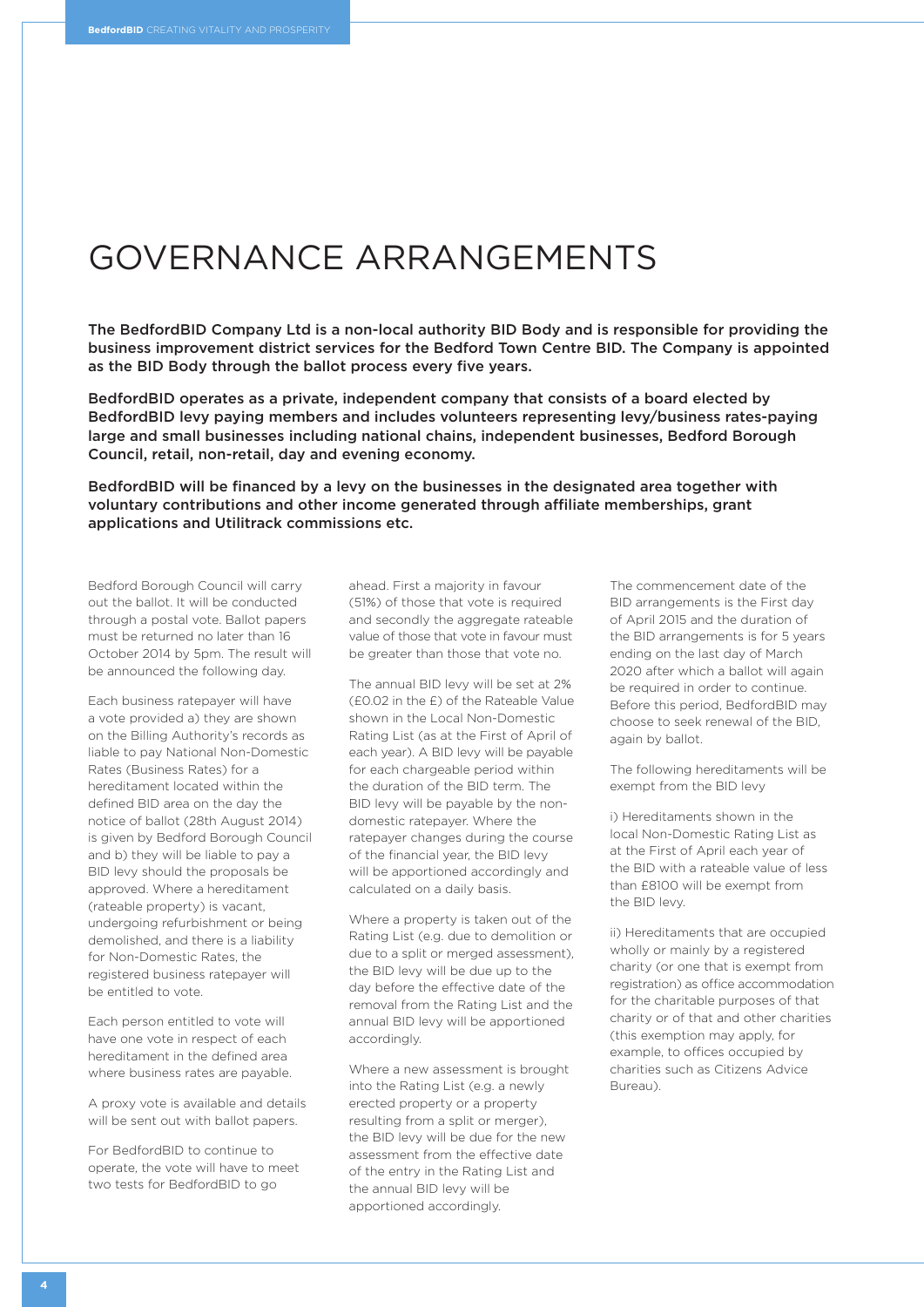# GOVERNANCE ARRANGEMENTS

**The BedfordBID Company Ltd is a non-local authority BID Body and is responsible for providing the business improvement district services for the Bedford Town Centre BID. The Company is appointed as the BID Body through the ballot process every five years.**

**BedfordBID operates as a private, independent company that consists of a board elected by BedfordBID levy paying members and includes volunteers representing levy/business rates-paying large and small businesses including national chains, independent businesses, Bedford Borough Council, retail, non-retail, day and evening economy.**

**BedfordBID will be financed by a levy on the businesses in the designated area together with voluntary contributions and other income generated through affiliate memberships, grant applications and Utilitrack commissions etc.**

Bedford Borough Council will carry out the ballot. It will be conducted through a postal vote. Ballot papers must be returned no later than 16 October 2014 by 5pm. The result will be announced the following day.

Each business ratepayer will have a vote provided a) they are shown on the Billing Authority's records as liable to pay National Non-Domestic Rates (Business Rates) for a hereditament located within the defined BID area on the day the notice of ballot (28th August 2014) is given by Bedford Borough Council and b) they will be liable to pay a BID levy should the proposals be approved. Where a hereditament (rateable property) is vacant, undergoing refurbishment or being demolished, and there is a liability for Non-Domestic Rates, the registered business ratepayer will be entitled to vote.

Each person entitled to vote will have one vote in respect of each hereditament in the defined area where business rates are payable.

A proxy vote is available and details will be sent out with ballot papers.

For BedfordBID to continue to operate, the vote will have to meet two tests for BedfordBID to go ahead. First a majority in favour (51%) of those that vote is required and secondly the aggregate rateable value of those that vote in favour must be greater than those that vote no.

The annual BID levy will be set at 2% (£0.02 in the £) of the Rateable Value shown in the Local Non-Domestic Rating List (as at the First of April of each year). A BID levy will be payable for each chargeable period within the duration of the BID term. The BID levy will be payable by the non-domestic ratepayer. Where the ratepayer changes during the course of the financial year, the BID levy will be apportioned accordingly and calculated on a daily basis.

Where a property is taken out of the Rating List (e.g. due to demolition or due to a split or merged assessment), the BID levy will be due up to the day before the effective date of the removal from the Rating List and the annual BID levy will be apportioned accordingly.

Where a new assessment is brought into the Rating List (e.g. a newly erected property or a property resulting from a split or merger), the BID levy will be due for the new assessment from the effective date of the entry in the Rating List and the annual BID levy will be apportioned accordingly.

The commencement date of the BID arrangements is the First day of April 2015 and the duration of the BID arrangements is for 5 years ending on the last day of March 2020 after which a ballot will again be required in order to continue. Before this period, BedfordBID may choose to seek renewal of the BID, again by ballot.

The following hereditaments will be exempt from the BID levy

i) Hereditaments shown in the local Non-Domestic Rating List as at the First of April each year of the BID with a rateable value of less than £8100 will be exempt from the BID levy.

ii) Hereditaments that are occupied wholly or mainly by a registered charity (or one that is exempt from registration) as office accommodation for the charitable purposes of that charity or of that and other charities (this exemption may apply, for example, to offices occupied by charities such as Citizens Advice Bureau).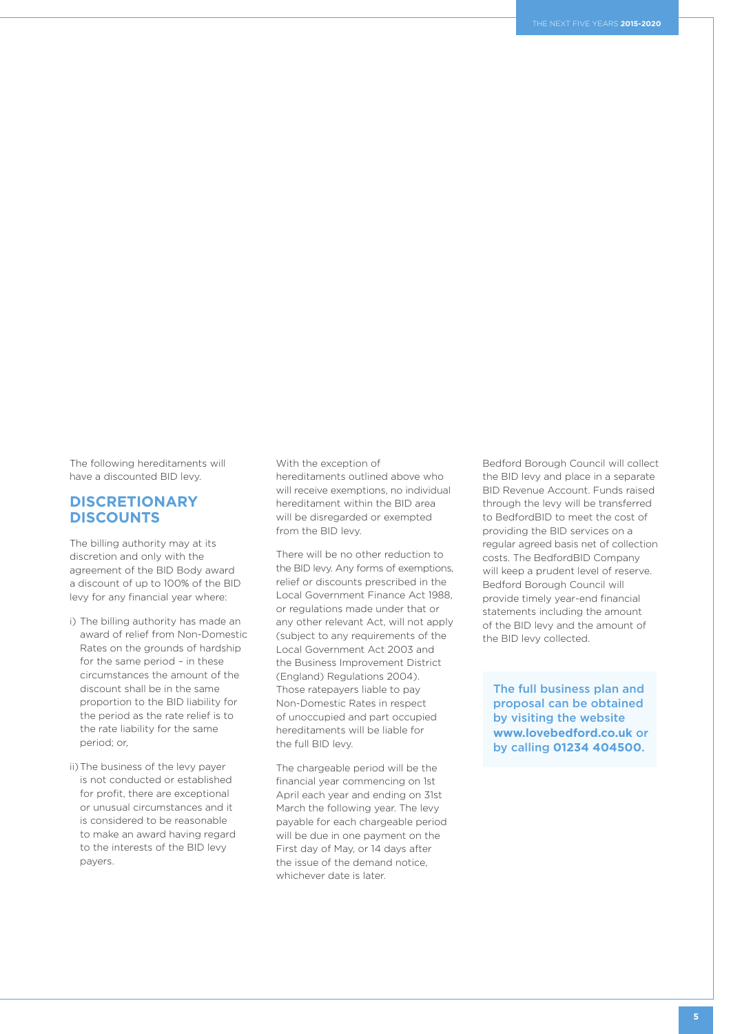The following hereditaments will have a discounted BID levy.

## DISCRETIONARY DISCOUNTS

The billing authority may at its discretion and only with the agreement of the BID Body award a discount of up to 100% of the BID levy for any financial year where:

i) The billing authority has made an award of relief from Non-Domestic Rates on the grounds of hardship for the same period – in these circumstances the amount of the discount shall be in the same proportion to the BID liability for the period as the rate relief is to the rate liability for the same period; or,

ii) The business of the levy payer is not conducted or established for profit, there are exceptional or unusual circumstances and it is considered to be reasonable to make an award having regard to the interests of the BID levy payers.

With the exception of hereditaments outlined above who will receive exemptions, no individual hereditament within the BID area will be disregarded or exempted from the BID levy.

There will be no other reduction to the BID levy. Any forms of exemptions, relief or discounts prescribed in the Local Government Finance Act 1988, or regulations made under that or any other relevant Act, will not apply (subject to any requirements of the Local Government Act 2003 and the Business Improvement District (England) Regulations 2004). Those ratepayers liable to pay Non-Domestic Rates in respect of unoccupied and part occupied hereditaments will be liable for the full BID levy.

The chargeable period will be the financial year commencing on 1st April each year and ending on 31st March the following year. The levy payable for each chargeable period will be due in one payment on the First day of May, or 14 days after the issue of the demand notice, whichever date is later.

Bedford Borough Council will collect the BID levy and place in a separate BID Revenue Account. Funds raised through the levy will be transferred to BedfordBID to meet the cost of providing the BID services on a regular agreed basis net of collection costs. The BedfordBID Company will keep a prudent level of reserve. Bedford Borough Council will provide timely year-end financial statements including the amount of the BID levy and the amount of the BID levy collected.

The full business plan and proposal can be obtained by visiting the website **www.lovebedford.co.uk** or by calling **01234 404500.**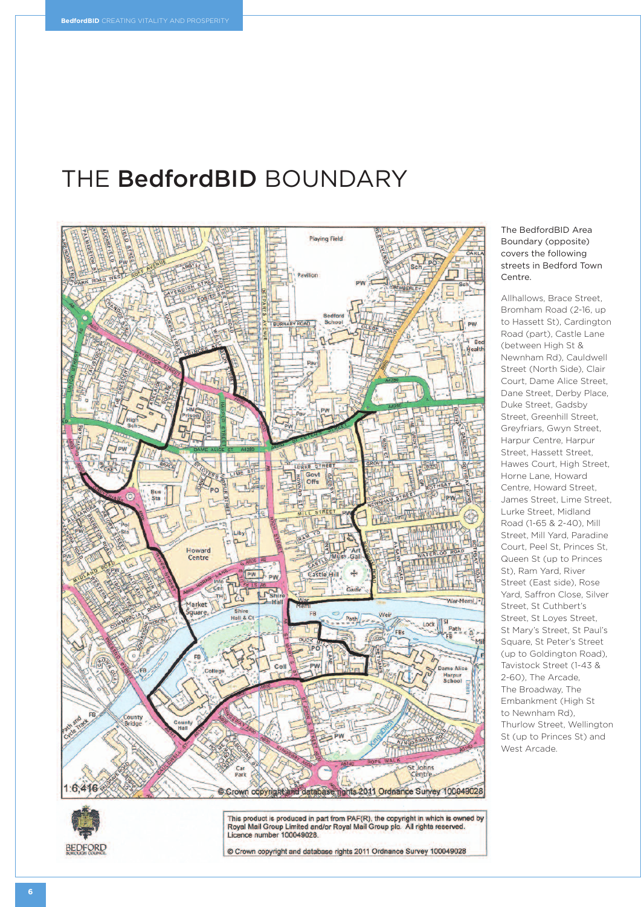# THE BedfordBID BOUNDARY

The BedfordBID Area Boundary (opposite) covers the following streets in Bedford Town Centre.

Allhallows, Brace Street, Bromham Road (2-16, up to Hassett St), Cardington Road (part), Castle Lane (between High St & Newnham Rd), Cauldwell Street (North Side), Clair Court, Dame Alice Street, Dane Street, Derby Place, Duke Street, Gadsby Street, Greenhill Street, Greyfriars, Gwyn Street, Harpur Centre, Harpur Street, Hassett Street, Hawes Court, High Street, Horne Lane, Howard Centre, Howard Street, James Street, Lime Street, Lurke Street, Midland Road (1-65 & 2-40), Mill Street, Mill Yard, Paradine Court, Peel St, Princes St, Queen St (up to Princes St), Ram Yard, River Street (East side), Rose Yard, Saffron Close, Silver Street, St Cuthbert's Street, St Loyes Street, St Mary's Street, St Paul's Square, St Peter's Street (up to Goldington Road), Tavistock Street (1-43 & 2-60), The Arcade, The Broadway, The Embankment (High St to Newnham Rd), Thurlow Street, Wellington St (up to Princes St) and West Arcade.

This product is produced in part from PAF(R), the copyright in which is owned by Royal Mail Group Limited and/or Royal Mail Group plc. All rights reserved. Licence number 100049028.

© Crown copyright and database rights 2011 Ordnance Survey 100049028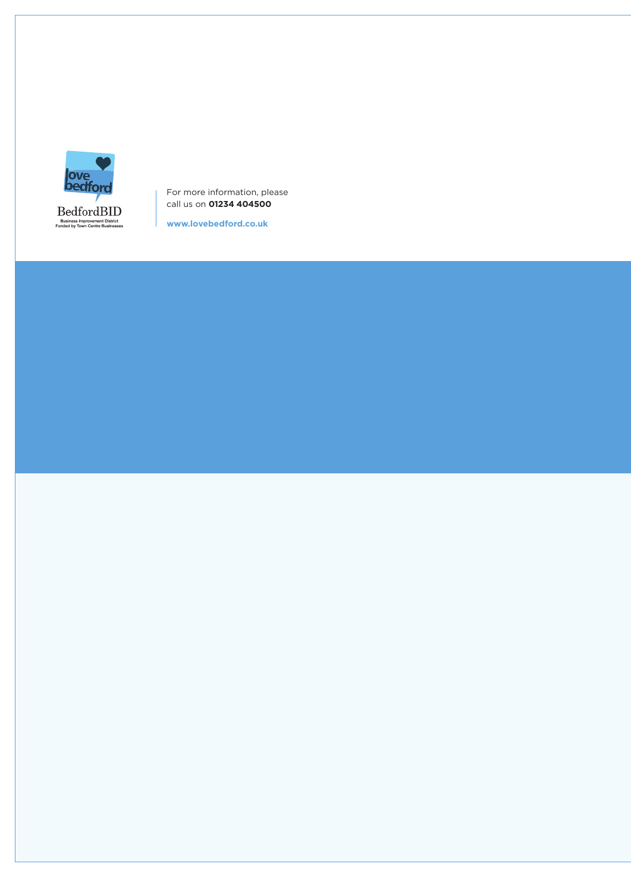love bedford

BedfordBID

Business Improvement District
Funded by Town Centre Businesses

For more information, please call us on **01234 404500**

**www.lovebedford.co.uk**